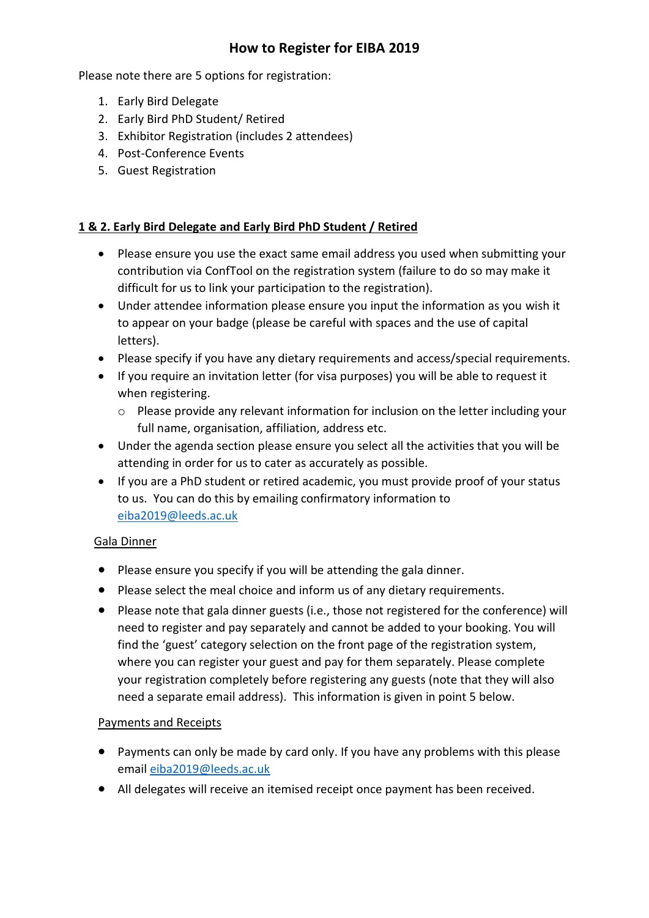# How to Register for EIBA 2019

Please note there are 5 options for registration:

1. Early Bird Delegate
2. Early Bird PhD Student/ Retired
3. Exhibitor Registration (includes 2 attendees)
4. Post-Conference Events
5. Guest Registration

## 1 & 2. Early Bird Delegate and Early Bird PhD Student / Retired

- Please ensure you use the exact same email address you used when submitting your contribution via ConfTool on the registration system (failure to do so may make it difficult for us to link your participation to the registration).
- Under attendee information please ensure you input the information as you wish it to appear on your badge (please be careful with spaces and the use of capital letters).
- Please specify if you have any dietary requirements and access/special requirements.
- If you require an invitation letter (for visa purposes) you will be able to request it when registering.
    - Please provide any relevant information for inclusion on the letter including your full name, organisation, affiliation, address etc.
- Under the agenda section please ensure you select all the activities that you will be attending in order for us to cater as accurately as possible.
- If you are a PhD student or retired academic, you must provide proof of your status to us. You can do this by emailing confirmatory information to eiba2019@leeds.ac.uk

### Gala Dinner

- Please ensure you specify if you will be attending the gala dinner.
- Please select the meal choice and inform us of any dietary requirements.
- Please note that gala dinner guests (i.e., those not registered for the conference) will need to register and pay separately and cannot be added to your booking. You will find the 'guest' category selection on the front page of the registration system, where you can register your guest and pay for them separately. Please complete your registration completely before registering any guests (note that they will also need a separate email address). This information is given in point 5 below.

### Payments and Receipts

- Payments can only be made by card only. If you have any problems with this please email eiba2019@leeds.ac.uk
- All delegates will receive an itemised receipt once payment has been received.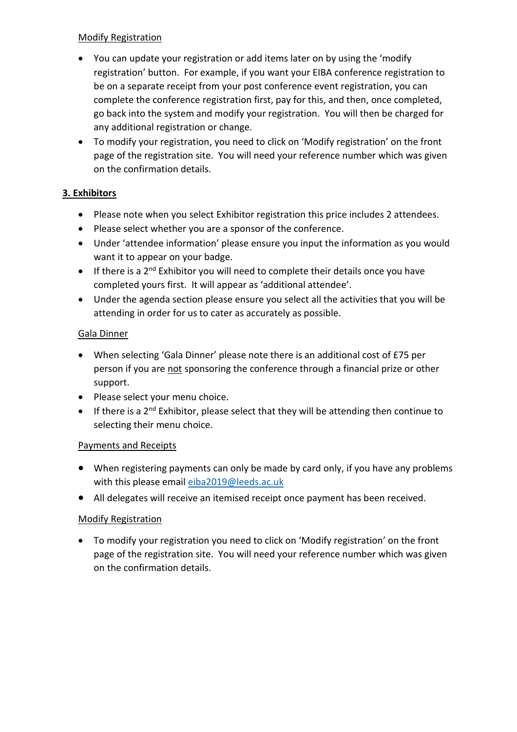Modify Registration

- You can update your registration or add items later on by using the 'modify registration' button. For example, if you want your EIBA conference registration to be on a separate receipt from your post conference event registration, you can complete the conference registration first, pay for this, and then, once completed, go back into the system and modify your registration. You will then be charged for any additional registration or change.
- To modify your registration, you need to click on 'Modify registration' on the front page of the registration site. You will need your reference number which was given on the confirmation details.

## 3. Exhibitors

- Please note when you select Exhibitor registration this price includes 2 attendees.
- Please select whether you are a sponsor of the conference.
- Under 'attendee information' please ensure you input the information as you would want it to appear on your badge.
- If there is a 2nd Exhibitor you will need to complete their details once you have completed yours first. It will appear as 'additional attendee'.
- Under the agenda section please ensure you select all the activities that you will be attending in order for us to cater as accurately as possible.

Gala Dinner

- When selecting 'Gala Dinner' please note there is an additional cost of £75 per person if you are not sponsoring the conference through a financial prize or other support.
- Please select your menu choice.
- If there is a 2nd Exhibitor, please select that they will be attending then continue to selecting their menu choice.

Payments and Receipts

- When registering payments can only be made by card only, if you have any problems with this please email eiba2019@leeds.ac.uk
- All delegates will receive an itemised receipt once payment has been received.

Modify Registration

- To modify your registration you need to click on 'Modify registration' on the front page of the registration site. You will need your reference number which was given on the confirmation details.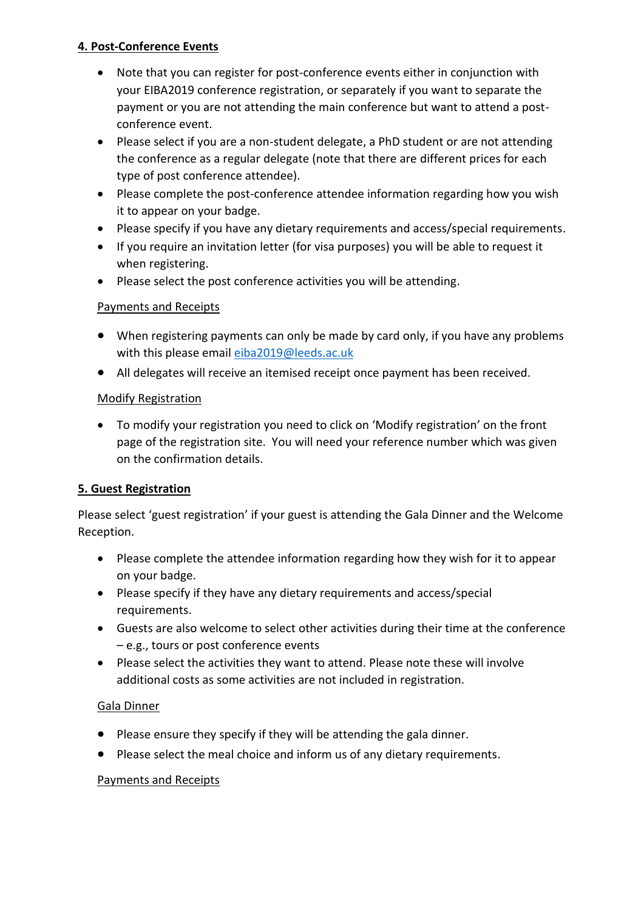**4. Post-Conference Events**

- Note that you can register for post-conference events either in conjunction with your EIBA2019 conference registration, or separately if you want to separate the payment or you are not attending the main conference but want to attend a post-conference event.
- Please select if you are a non-student delegate, a PhD student or are not attending the conference as a regular delegate (note that there are different prices for each type of post conference attendee).
- Please complete the post-conference attendee information regarding how you wish it to appear on your badge.
- Please specify if you have any dietary requirements and access/special requirements.
- If you require an invitation letter (for visa purposes) you will be able to request it when registering.
- Please select the post conference activities you will be attending.

Payments and Receipts

- When registering payments can only be made by card only, if you have any problems with this please email eiba2019@leeds.ac.uk
- All delegates will receive an itemised receipt once payment has been received.

Modify Registration

- To modify your registration you need to click on 'Modify registration' on the front page of the registration site. You will need your reference number which was given on the confirmation details.

**5. Guest Registration**

Please select 'guest registration' if your guest is attending the Gala Dinner and the Welcome Reception.

- Please complete the attendee information regarding how they wish for it to appear on your badge.
- Please specify if they have any dietary requirements and access/special requirements.
- Guests are also welcome to select other activities during their time at the conference – e.g., tours or post conference events
- Please select the activities they want to attend. Please note these will involve additional costs as some activities are not included in registration.

Gala Dinner

- Please ensure they specify if they will be attending the gala dinner.
- Please select the meal choice and inform us of any dietary requirements.

Payments and Receipts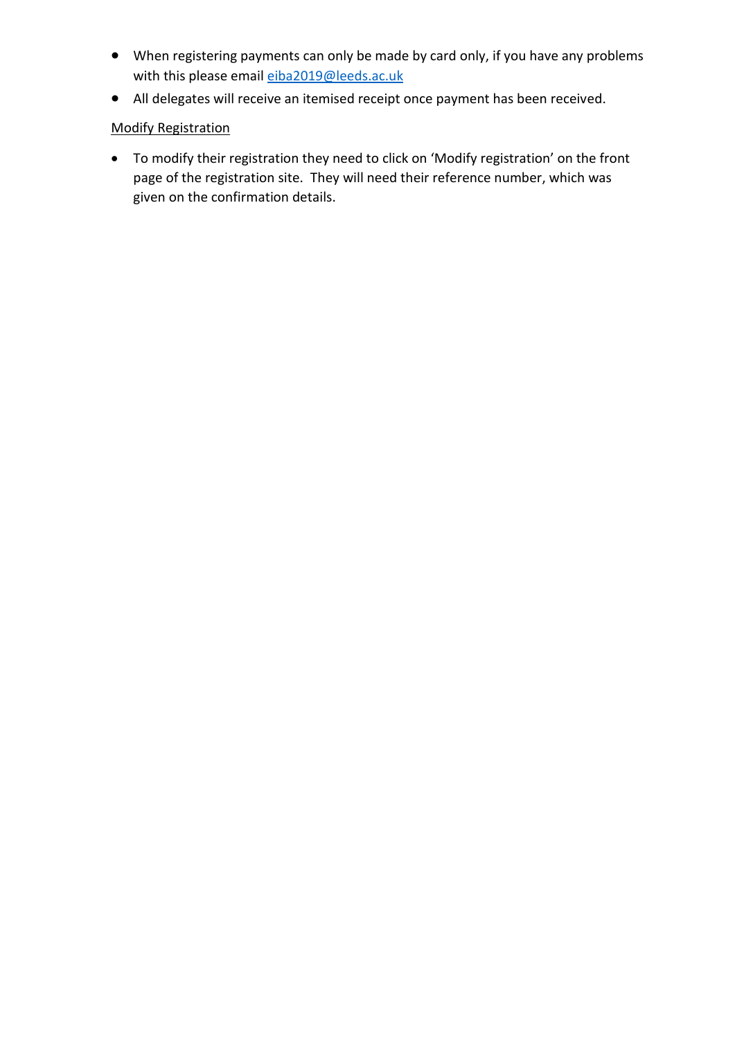- When registering payments can only be made by card only, if you have any problems with this please email eiba2019@leeds.ac.uk
- All delegates will receive an itemised receipt once payment has been received.

Modify Registration

- To modify their registration they need to click on 'Modify registration' on the front page of the registration site. They will need their reference number, which was given on the confirmation details.